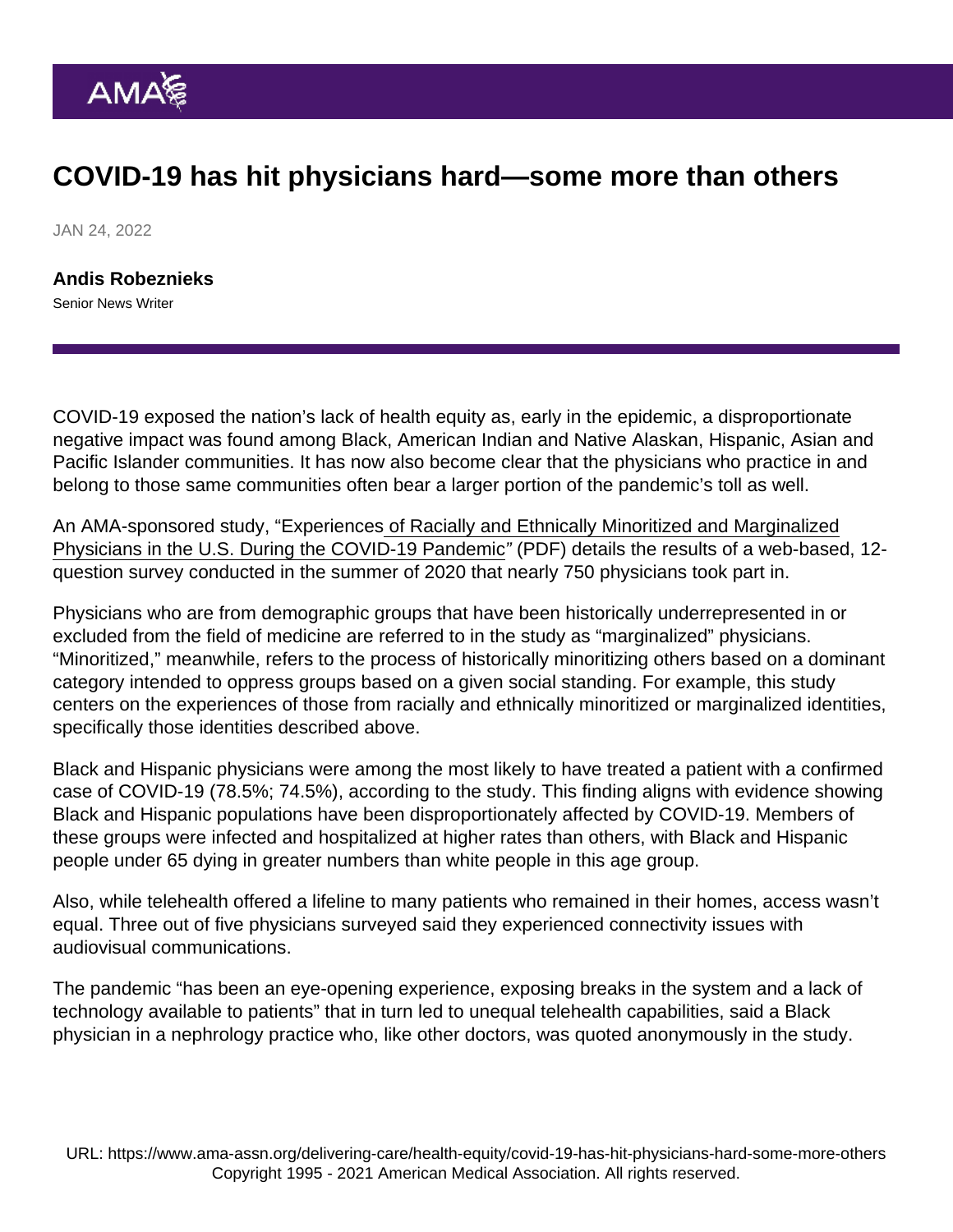# COVID-19 has hit physicians hard—some more than others

JAN 24, 2022

**Andis Robeznieks**
Senior News Writer

COVID-19 exposed the nation's lack of health equity as, early in the epidemic, a disproportionate negative impact was found among Black, American Indian and Native Alaskan, Hispanic, Asian and Pacific Islander communities. It has now also become clear that the physicians who practice in and belong to those same communities often bear a larger portion of the pandemic's toll as well.

An AMA-sponsored study, "Experiences of Racially and Ethnically Minoritized and Marginalized Physicians in the U.S. During the COVID-19 Pandemic" (PDF) details the results of a web-based, 12-question survey conducted in the summer of 2020 that nearly 750 physicians took part in.

Physicians who are from demographic groups that have been historically underrepresented in or excluded from the field of medicine are referred to in the study as "marginalized" physicians. "Minoritized," meanwhile, refers to the process of historically minoritizing others based on a dominant category intended to oppress groups based on a given social standing. For example, this study centers on the experiences of those from racially and ethnically minoritized or marginalized identities, specifically those identities described above.

Black and Hispanic physicians were among the most likely to have treated a patient with a confirmed case of COVID-19 (78.5%; 74.5%), according to the study. This finding aligns with evidence showing Black and Hispanic populations have been disproportionately affected by COVID-19. Members of these groups were infected and hospitalized at higher rates than others, with Black and Hispanic people under 65 dying in greater numbers than white people in this age group.

Also, while telehealth offered a lifeline to many patients who remained in their homes, access wasn't equal. Three out of five physicians surveyed said they experienced connectivity issues with audiovisual communications.

The pandemic "has been an eye-opening experience, exposing breaks in the system and a lack of technology available to patients" that in turn led to unequal telehealth capabilities, said a Black physician in a nephrology practice who, like other doctors, was quoted anonymously in the study.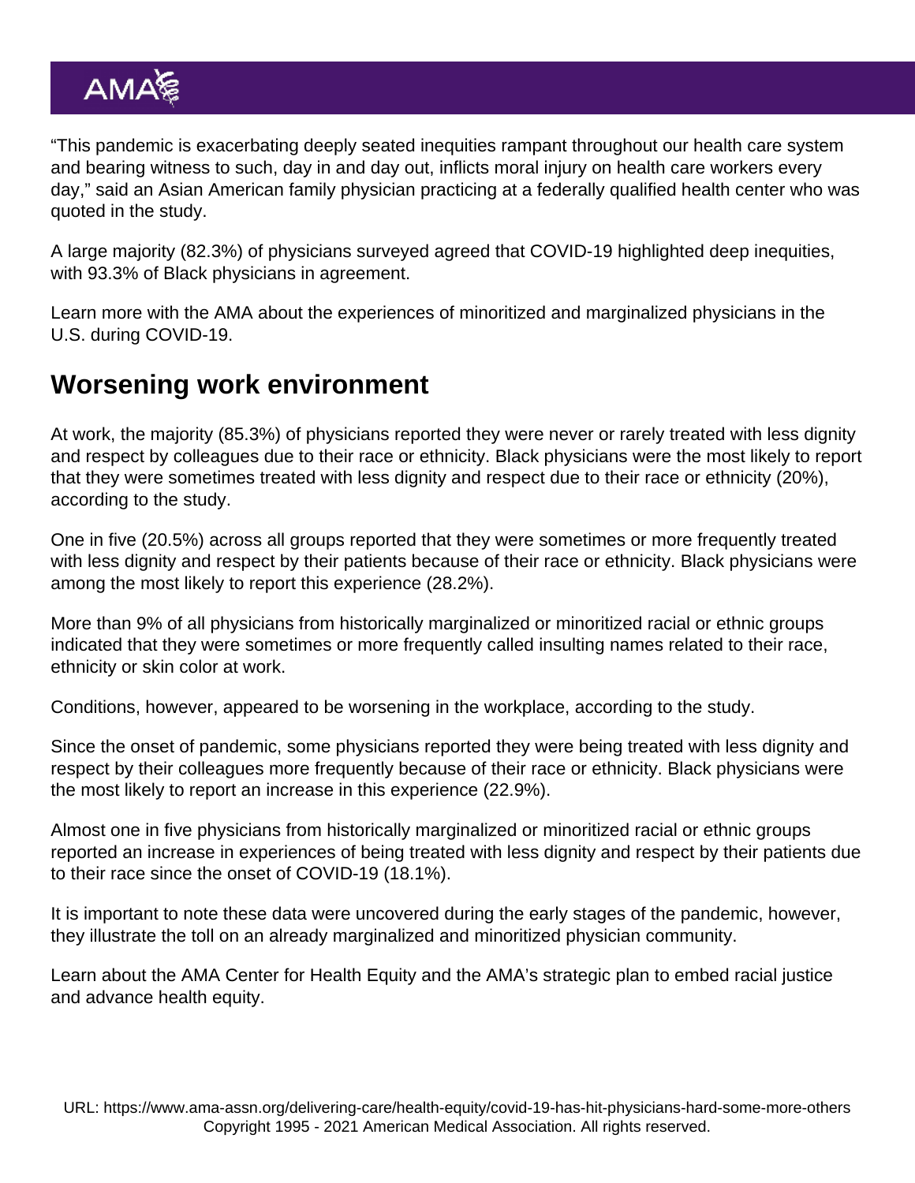"This pandemic is exacerbating deeply seated inequities rampant throughout our health care system and bearing witness to such, day in and day out, inflicts moral injury on health care workers every day," said an Asian American family physician practicing at a federally qualified health center who was quoted in the study.

A large majority (82.3%) of physicians surveyed agreed that COVID-19 highlighted deep inequities, with 93.3% of Black physicians in agreement.

Learn more with the AMA about the experiences of minoritized and marginalized physicians in the U.S. during COVID-19.

## Worsening work environment

At work, the majority (85.3%) of physicians reported they were never or rarely treated with less dignity and respect by colleagues due to their race or ethnicity. Black physicians were the most likely to report that they were sometimes treated with less dignity and respect due to their race or ethnicity (20%), according to the study.

One in five (20.5%) across all groups reported that they were sometimes or more frequently treated with less dignity and respect by their patients because of their race or ethnicity. Black physicians were among the most likely to report this experience (28.2%).

More than 9% of all physicians from historically marginalized or minoritized racial or ethnic groups indicated that they were sometimes or more frequently called insulting names related to their race, ethnicity or skin color at work.

Conditions, however, appeared to be worsening in the workplace, according to the study.

Since the onset of pandemic, some physicians reported they were being treated with less dignity and respect by their colleagues more frequently because of their race or ethnicity. Black physicians were the most likely to report an increase in this experience (22.9%).

Almost one in five physicians from historically marginalized or minoritized racial or ethnic groups reported an increase in experiences of being treated with less dignity and respect by their patients due to their race since the onset of COVID-19 (18.1%).

It is important to note these data were uncovered during the early stages of the pandemic, however, they illustrate the toll on an already marginalized and minoritized physician community.

Learn about the AMA Center for Health Equity and the AMA's strategic plan to embed racial justice and advance health equity.